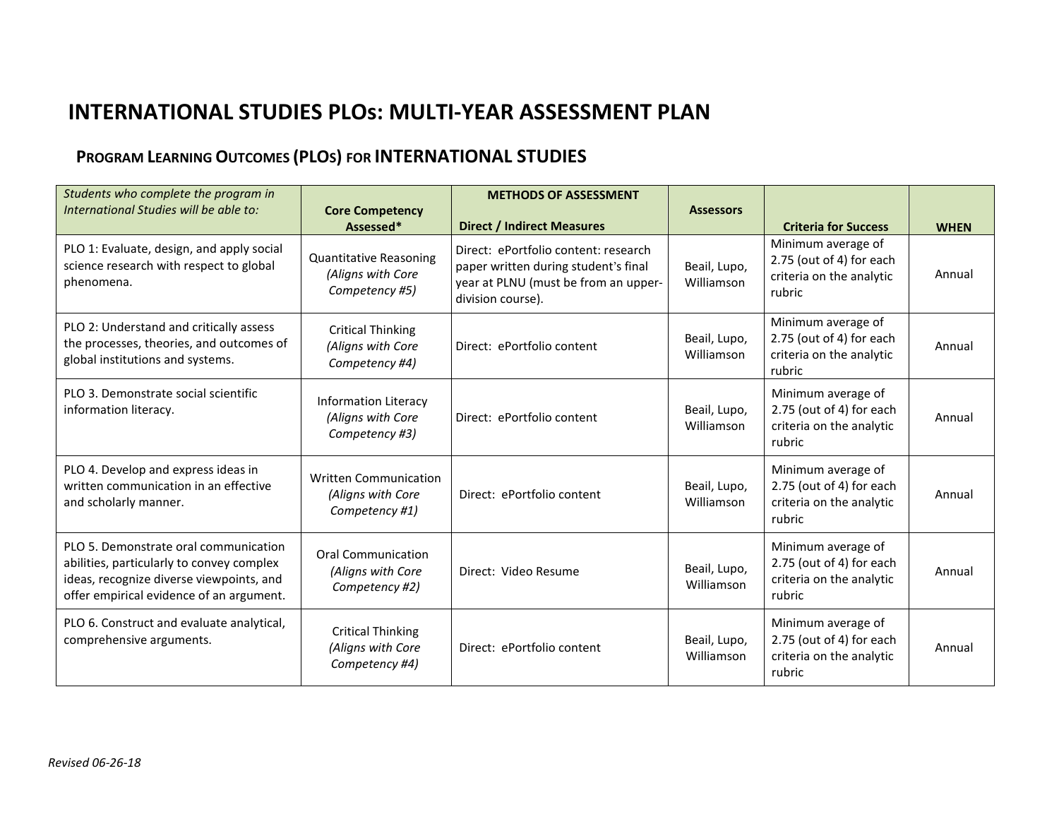# INTERNATIONAL STUDIES PLOs: MULTI-YEAR ASSESSMENT PLAN

## PROGRAM LEARNING OUTCOMES (PLOs) FOR INTERNATIONAL STUDIES

| *Students who complete the program in International Studies will be able to:* | Core Competency Assessed* | METHODS OF ASSESSMENT<br>Direct / Indirect Measures | Assessors | Criteria for Success | WHEN |
|---|---|---|---|---|---|
| PLO 1: Evaluate, design, and apply social science research with respect to global phenomena. | Quantitative Reasoning *(Aligns with Core Competency #5)* | Direct: ePortfolio content: research paper written during student's final year at PLNU (must be from an upper-division course). | Beail, Lupo, Williamson | Minimum average of 2.75 (out of 4) for each criteria on the analytic rubric | Annual |
| PLO 2: Understand and critically assess the processes, theories, and outcomes of global institutions and systems. | Critical Thinking *(Aligns with Core Competency #4)* | Direct: ePortfolio content | Beail, Lupo, Williamson | Minimum average of 2.75 (out of 4) for each criteria on the analytic rubric | Annual |
| PLO 3. Demonstrate social scientific information literacy. | Information Literacy *(Aligns with Core Competency #3)* | Direct: ePortfolio content | Beail, Lupo, Williamson | Minimum average of 2.75 (out of 4) for each criteria on the analytic rubric | Annual |
| PLO 4. Develop and express ideas in written communication in an effective and scholarly manner. | Written Communication *(Aligns with Core Competency #1)* | Direct: ePortfolio content | Beail, Lupo, Williamson | Minimum average of 2.75 (out of 4) for each criteria on the analytic rubric | Annual |
| PLO 5. Demonstrate oral communication abilities, particularly to convey complex ideas, recognize diverse viewpoints, and offer empirical evidence of an argument. | Oral Communication *(Aligns with Core Competency #2)* | Direct: Video Resume | Beail, Lupo, Williamson | Minimum average of 2.75 (out of 4) for each criteria on the analytic rubric | Annual |
| PLO 6. Construct and evaluate analytical, comprehensive arguments. | Critical Thinking *(Aligns with Core Competency #4)* | Direct: ePortfolio content | Beail, Lupo, Williamson | Minimum average of 2.75 (out of 4) for each criteria on the analytic rubric | Annual |

*Revised 06-26-18*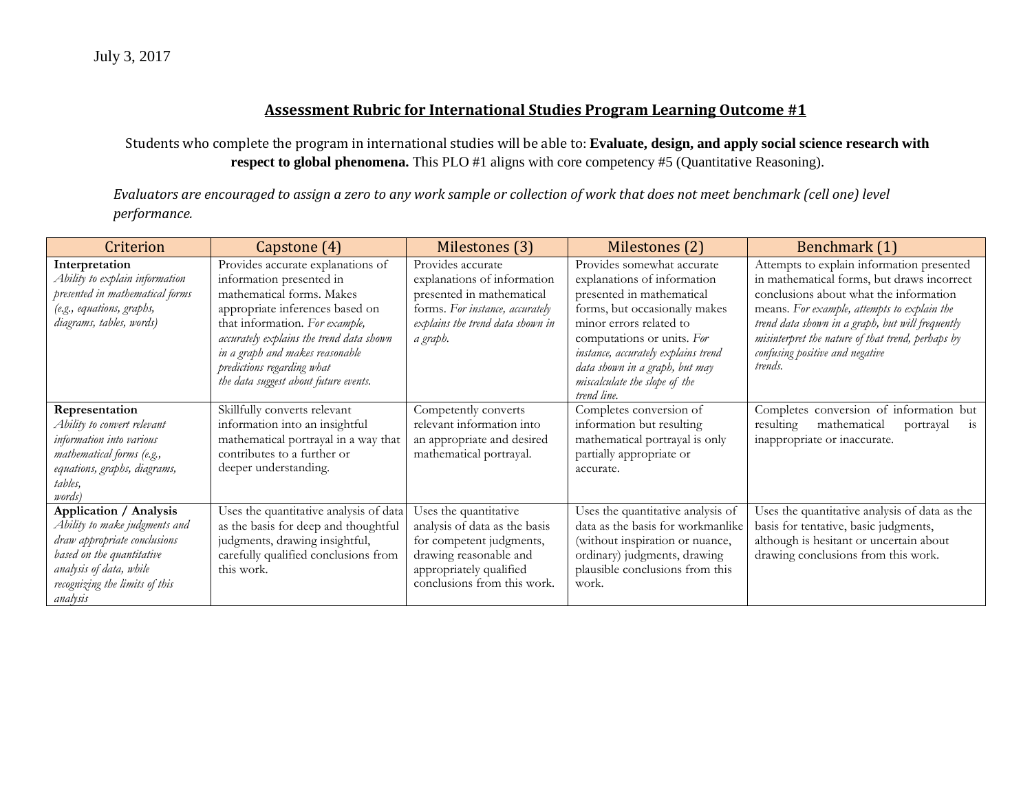July 3, 2017

## Assessment Rubric for International Studies Program Learning Outcome #1

Students who complete the program in international studies will be able to: **Evaluate, design, and apply social science research with respect to global phenomena.** This PLO #1 aligns with core competency #5 (Quantitative Reasoning).

*Evaluators are encouraged to assign a zero to any work sample or collection of work that does not meet benchmark (cell one) level performance.*

| Criterion | Capstone (4) | Milestones (3) | Milestones (2) | Benchmark (1) |
|---|---|---|---|---|
| **Interpretation** *Ability to explain information presented in mathematical forms (e.g., equations, graphs, diagrams, tables, words)* | Provides accurate explanations of information presented in mathematical forms. Makes appropriate inferences based on that information. *For example, accurately explains the trend data shown in a graph and makes reasonable predictions regarding what the data suggest about future events.* | Provides accurate explanations of information presented in mathematical forms. *For instance, accurately explains the trend data shown in a graph.* | Provides somewhat accurate explanations of information presented in mathematical forms, but occasionally makes minor errors related to computations or units. *For instance, accurately explains trend data shown in a graph, but may miscalculate the slope of the trend line.* | Attempts to explain information presented in mathematical forms, but draws incorrect conclusions about what the information means. *For example, attempts to explain the trend data shown in a graph, but will frequently misinterpret the nature of that trend, perhaps by confusing positive and negative trends.* |
| **Representation** *Ability to convert relevant information into various mathematical forms (e.g., equations, graphs, diagrams, tables, words)* | Skillfully converts relevant information into an insightful mathematical portrayal in a way that contributes to a further or deeper understanding. | Competently converts relevant information into an appropriate and desired mathematical portrayal. | Completes conversion of information but resulting mathematical portrayal is only partially appropriate or accurate. | Completes conversion of information but resulting mathematical portrayal is inappropriate or inaccurate. |
| **Application / Analysis** *Ability to make judgments and draw appropriate conclusions based on the quantitative analysis of data, while recognizing the limits of this analysis* | Uses the quantitative analysis of data as the basis for deep and thoughtful judgments, drawing insightful, carefully qualified conclusions from this work. | Uses the quantitative analysis of data as the basis for competent judgments, drawing reasonable and appropriately qualified conclusions from this work. | Uses the quantitative analysis of data as the basis for workmanlike (without inspiration or nuance, ordinary) judgments, drawing plausible conclusions from this work. | Uses the quantitative analysis of data as the basis for tentative, basic judgments, although is hesitant or uncertain about drawing conclusions from this work. |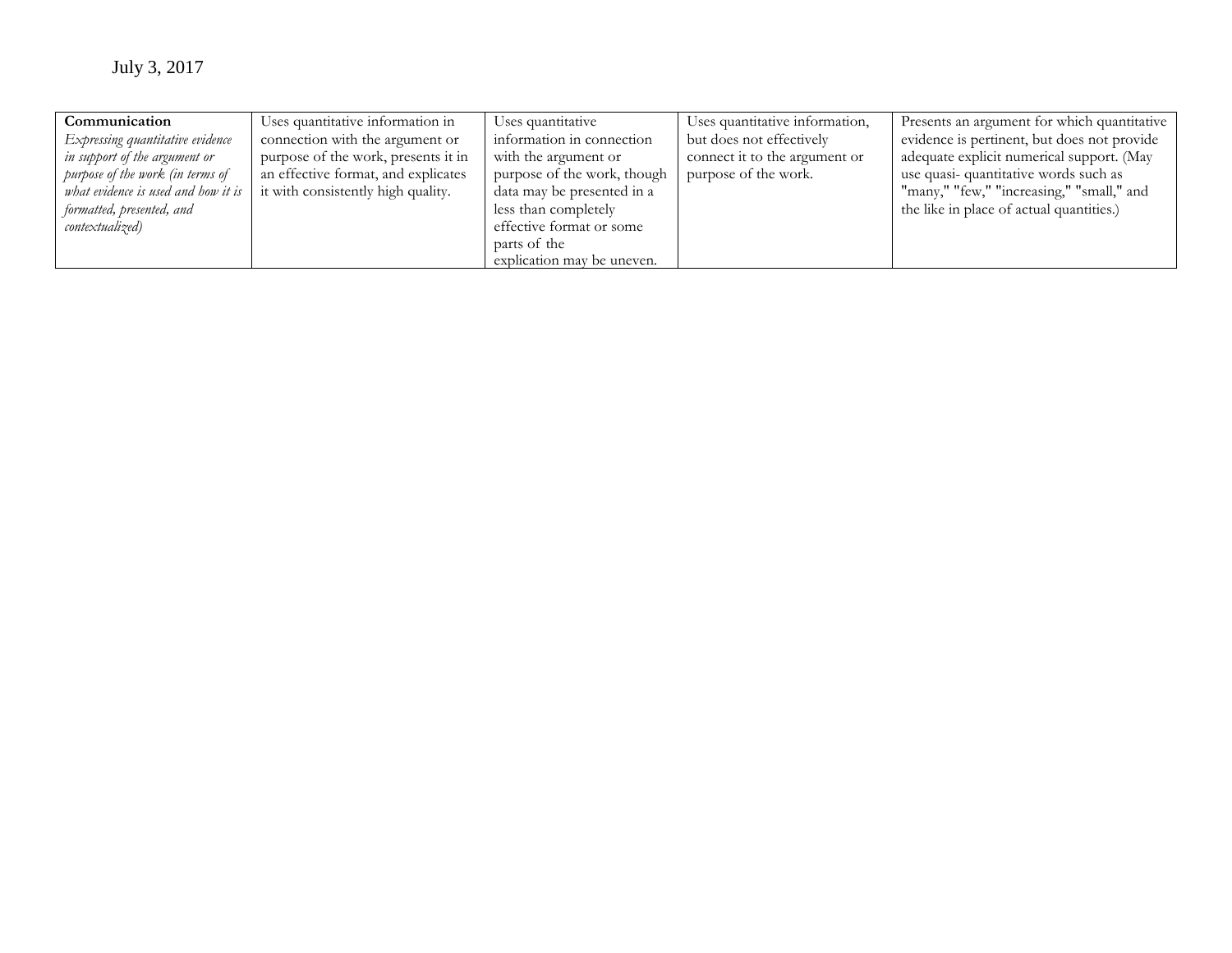July 3, 2017

| **Communication** *Expressing quantitative evidence in support of the argument or purpose of the work (in terms of what evidence is used and how it is formatted, presented, and contextualized)* | Uses quantitative information in connection with the argument or purpose of the work, presents it in an effective format, and explicates it with consistently high quality. | Uses quantitative information in connection with the argument or purpose of the work, though data may be presented in a less than completely effective format or some parts of the explication may be uneven. | Uses quantitative information, but does not effectively connect it to the argument or purpose of the work. | Presents an argument for which quantitative evidence is pertinent, but does not provide adequate explicit numerical support. (May use quasi- quantitative words such as "many," "few," "increasing," "small," and the like in place of actual quantities.) |
|---|---|---|---|---|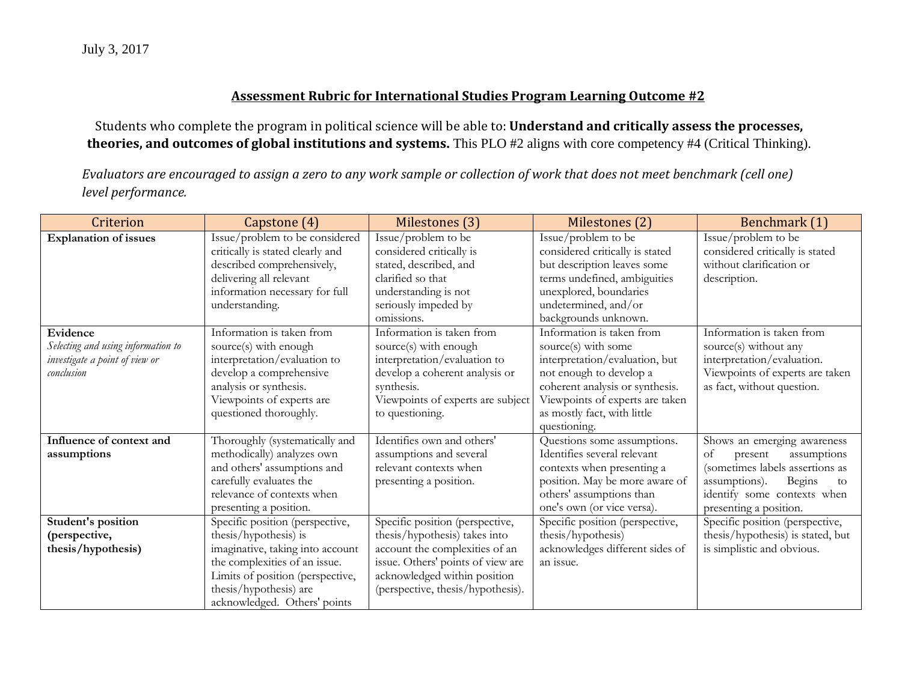July 3, 2017

## Assessment Rubric for International Studies Program Learning Outcome #2

Students who complete the program in political science will be able to: **Understand and critically assess the processes, theories, and outcomes of global institutions and systems.** This PLO #2 aligns with core competency #4 (Critical Thinking).

*Evaluators are encouraged to assign a zero to any work sample or collection of work that does not meet benchmark (cell one) level performance.*

| Criterion | Capstone (4) | Milestones (3) | Milestones (2) | Benchmark (1) |
|---|---|---|---|---|
| **Explanation of issues** | Issue/problem to be considered critically is stated clearly and described comprehensively, delivering all relevant information necessary for full understanding. | Issue/problem to be considered critically is stated, described, and clarified so that understanding is not seriously impeded by omissions. | Issue/problem to be considered critically is stated but description leaves some terms undefined, ambiguities unexplored, boundaries undetermined, and/or backgrounds unknown. | Issue/problem to be considered critically is stated without clarification or description. |
| **Evidence** *Selecting and using information to investigate a point of view or conclusion* | Information is taken from source(s) with enough interpretation/evaluation to develop a comprehensive analysis or synthesis. Viewpoints of experts are questioned thoroughly. | Information is taken from source(s) with enough interpretation/evaluation to develop a coherent analysis or synthesis. Viewpoints of experts are subject to questioning. | Information is taken from source(s) with some interpretation/evaluation, but not enough to develop a coherent analysis or synthesis. Viewpoints of experts are taken as mostly fact, with little questioning. | Information is taken from source(s) without any interpretation/evaluation. Viewpoints of experts are taken as fact, without question. |
| **Influence of context and assumptions** | Thoroughly (systematically and methodically) analyzes own and others' assumptions and carefully evaluates the relevance of contexts when presenting a position. | Identifies own and others' assumptions and several relevant contexts when presenting a position. | Questions some assumptions. Identifies several relevant contexts when presenting a position. May be more aware of others' assumptions than one's own (or vice versa). | Shows an emerging awareness of present assumptions (sometimes labels assertions as assumptions). Begins to identify some contexts when presenting a position. |
| **Student's position (perspective, thesis/hypothesis)** | Specific position (perspective, thesis/hypothesis) is imaginative, taking into account the complexities of an issue. Limits of position (perspective, thesis/hypothesis) are acknowledged. Others' points | Specific position (perspective, thesis/hypothesis) takes into account the complexities of an issue. Others' points of view are acknowledged within position (perspective, thesis/hypothesis). | Specific position (perspective, thesis/hypothesis) acknowledges different sides of an issue. | Specific position (perspective, thesis/hypothesis) is stated, but is simplistic and obvious. |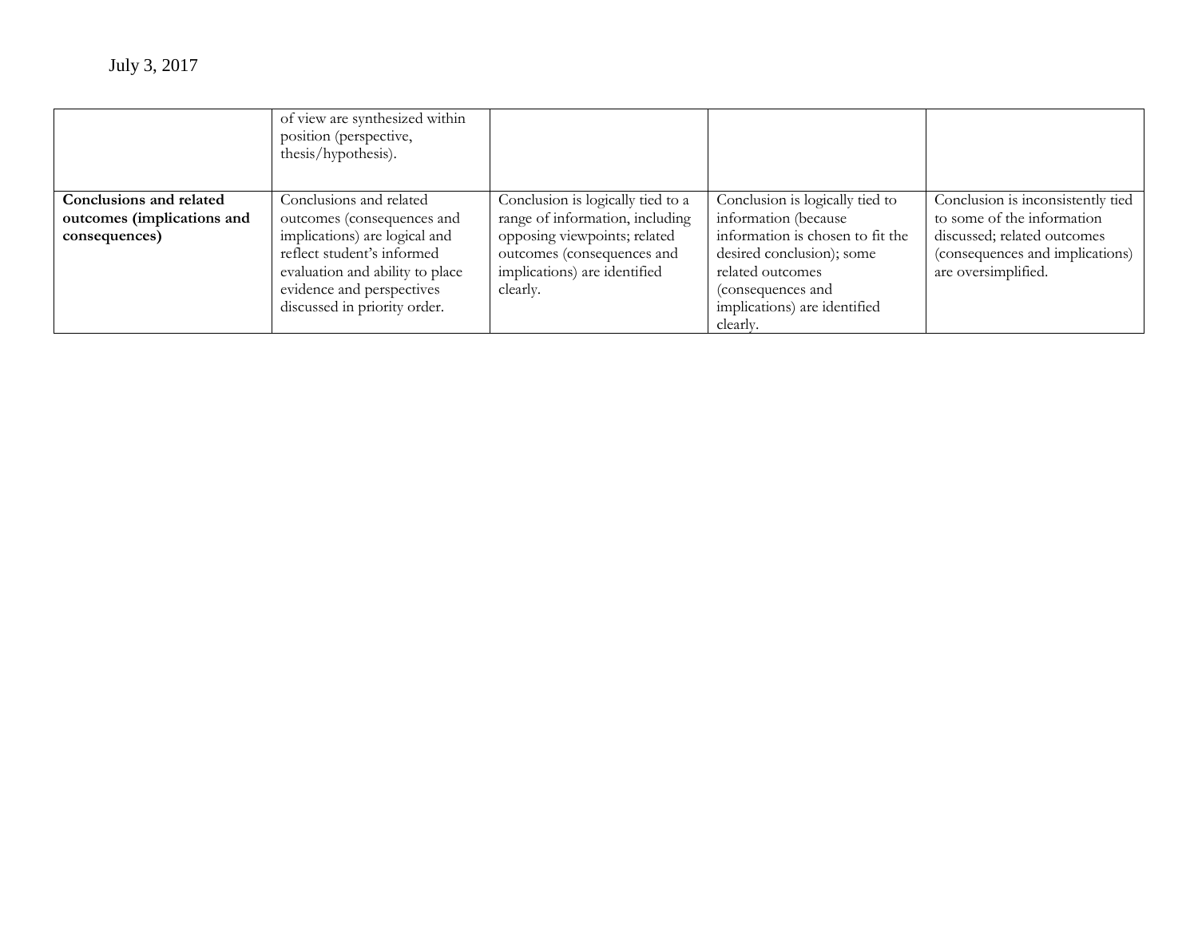July 3, 2017

| | | | | |
|---|---|---|---|---|
| | of view are synthesized within position (perspective, thesis/hypothesis). | | | |
| **Conclusions and related outcomes (implications and consequences)** | Conclusions and related outcomes (consequences and implications) are logical and reflect student's informed evaluation and ability to place evidence and perspectives discussed in priority order. | Conclusion is logically tied to a range of information, including opposing viewpoints; related outcomes (consequences and implications) are identified clearly. | Conclusion is logically tied to information (because information is chosen to fit the desired conclusion); some related outcomes (consequences and implications) are identified clearly. | Conclusion is inconsistently tied to some of the information discussed; related outcomes (consequences and implications) are oversimplified. |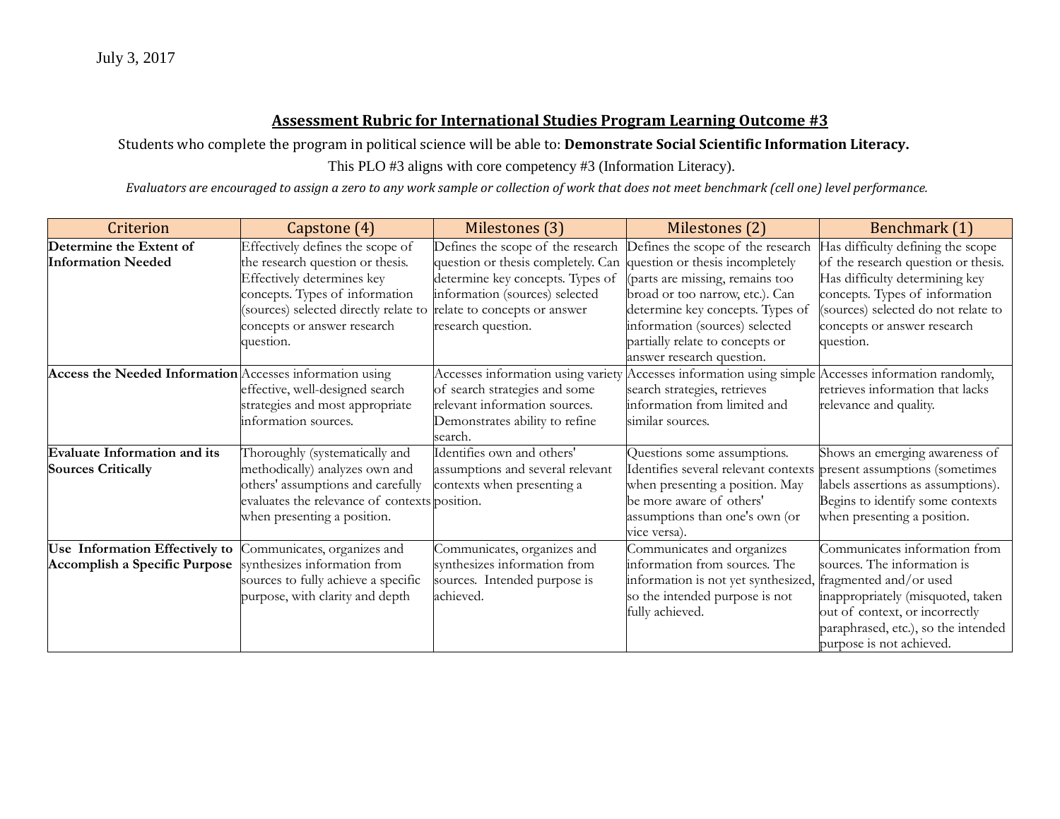July 3, 2017

## Assessment Rubric for International Studies Program Learning Outcome #3

Students who complete the program in political science will be able to: **Demonstrate Social Scientific Information Literacy.**

This PLO #3 aligns with core competency #3 (Information Literacy).

*Evaluators are encouraged to assign a zero to any work sample or collection of work that does not meet benchmark (cell one) level performance.*

| Criterion | Capstone (4) | Milestones (3) | Milestones (2) | Benchmark (1) |
|---|---|---|---|---|
| **Determine the Extent of Information Needed** | Effectively defines the scope of the research question or thesis. Effectively determines key concepts. Types of information (sources) selected directly relate to concepts or answer research question. | Defines the scope of the research question or thesis completely. Can determine key concepts. Types of information (sources) selected relate to concepts or answer research question. | Defines the scope of the research question or thesis incompletely (parts are missing, remains too broad or too narrow, etc.). Can determine key concepts. Types of information (sources) selected partially relate to concepts or answer research question. | Has difficulty defining the scope of the research question or thesis. Has difficulty determining key concepts. Types of information (sources) selected do not relate to concepts or answer research question. |
| **Access the Needed Information** | Accesses information using effective, well-designed search strategies and most appropriate information sources. | Accesses information using variety of search strategies and some relevant information sources. Demonstrates ability to refine search. | Accesses information using simple search strategies, retrieves information from limited and similar sources. | Accesses information randomly, retrieves information that lacks relevance and quality. |
| **Evaluate Information and its Sources Critically** | Thoroughly (systematically and methodically) analyzes own and others' assumptions and carefully evaluates the relevance of contexts when presenting a position. | Identifies own and others' assumptions and several relevant contexts when presenting a position. | Questions some assumptions. Identifies several relevant contexts when presenting a position. May be more aware of others' assumptions than one's own (or vice versa). | Shows an emerging awareness of present assumptions (sometimes labels assertions as assumptions). Begins to identify some contexts when presenting a position. |
| **Use Information Effectively to Accomplish a Specific Purpose** | Communicates, organizes and synthesizes information from sources to fully achieve a specific purpose, with clarity and depth | Communicates, organizes and synthesizes information from sources. Intended purpose is achieved. | Communicates and organizes information from sources. The information is not yet synthesized, so the intended purpose is not fully achieved. | Communicates information from sources. The information is fragmented and/or used inappropriately (misquoted, taken out of context, or incorrectly paraphrased, etc.), so the intended purpose is not achieved. |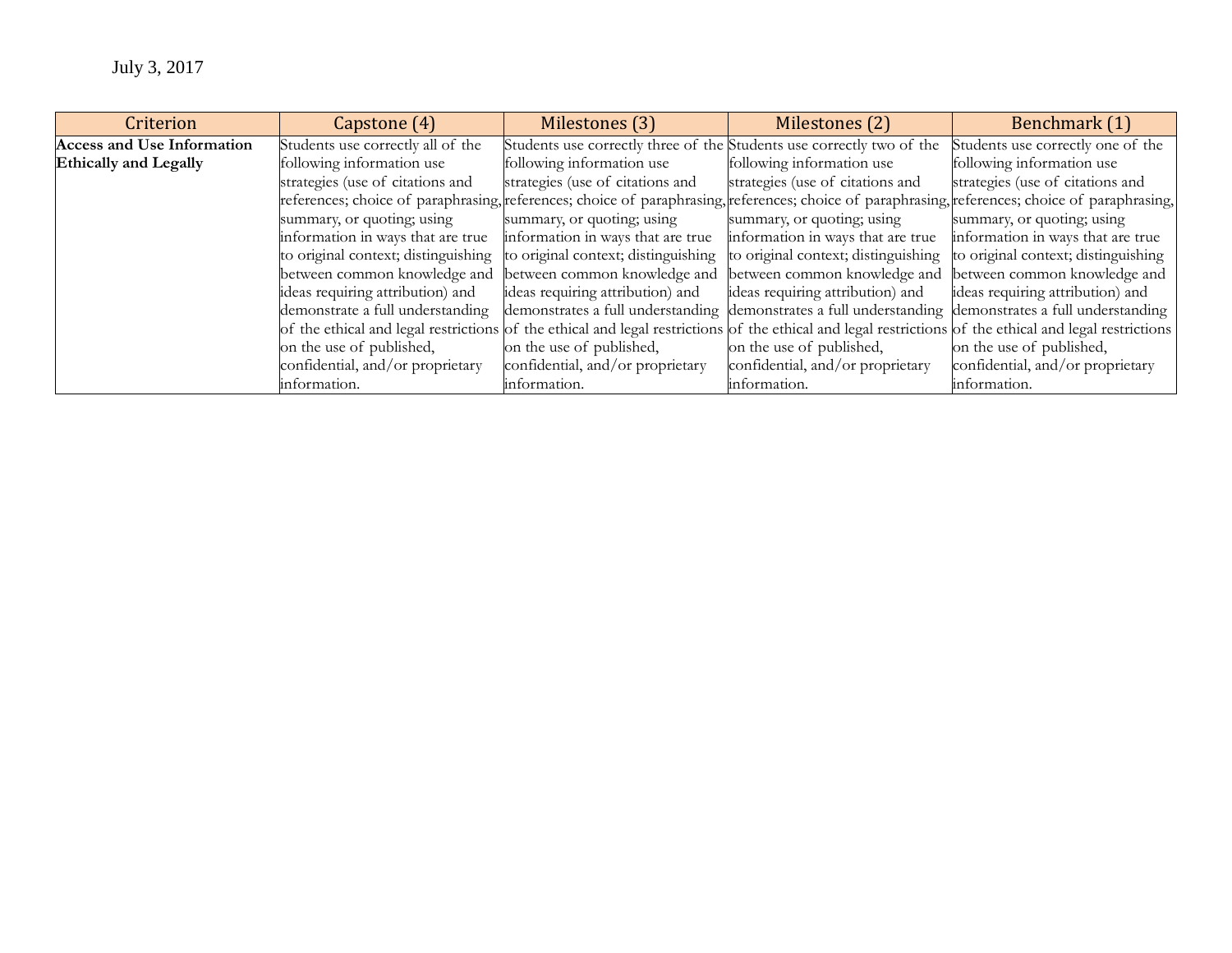July 3, 2017

| Criterion | Capstone (4) | Milestones (3) | Milestones (2) | Benchmark (1) |
|---|---|---|---|---|
| **Access and Use Information Ethically and Legally** | Students use correctly all of the following information use strategies (use of citations and references; choice of paraphrasing, summary, or quoting; using information in ways that are true to original context; distinguishing between common knowledge and ideas requiring attribution) and demonstrate a full understanding of the ethical and legal restrictions on the use of published, confidential, and/or proprietary information. | Students use correctly three of the following information use strategies (use of citations and references; choice of paraphrasing, summary, or quoting; using information in ways that are true to original context; distinguishing between common knowledge and ideas requiring attribution) and demonstrates a full understanding of the ethical and legal restrictions on the use of published, confidential, and/or proprietary information. | Students use correctly two of the following information use strategies (use of citations and references; choice of paraphrasing, summary, or quoting; using information in ways that are true to original context; distinguishing between common knowledge and ideas requiring attribution) and demonstrates a full understanding of the ethical and legal restrictions on the use of published, confidential, and/or proprietary information. | Students use correctly one of the following information use strategies (use of citations and references; choice of paraphrasing, summary, or quoting; using information in ways that are true to original context; distinguishing between common knowledge and ideas requiring attribution) and demonstrates a full understanding of the ethical and legal restrictions on the use of published, confidential, and/or proprietary information. |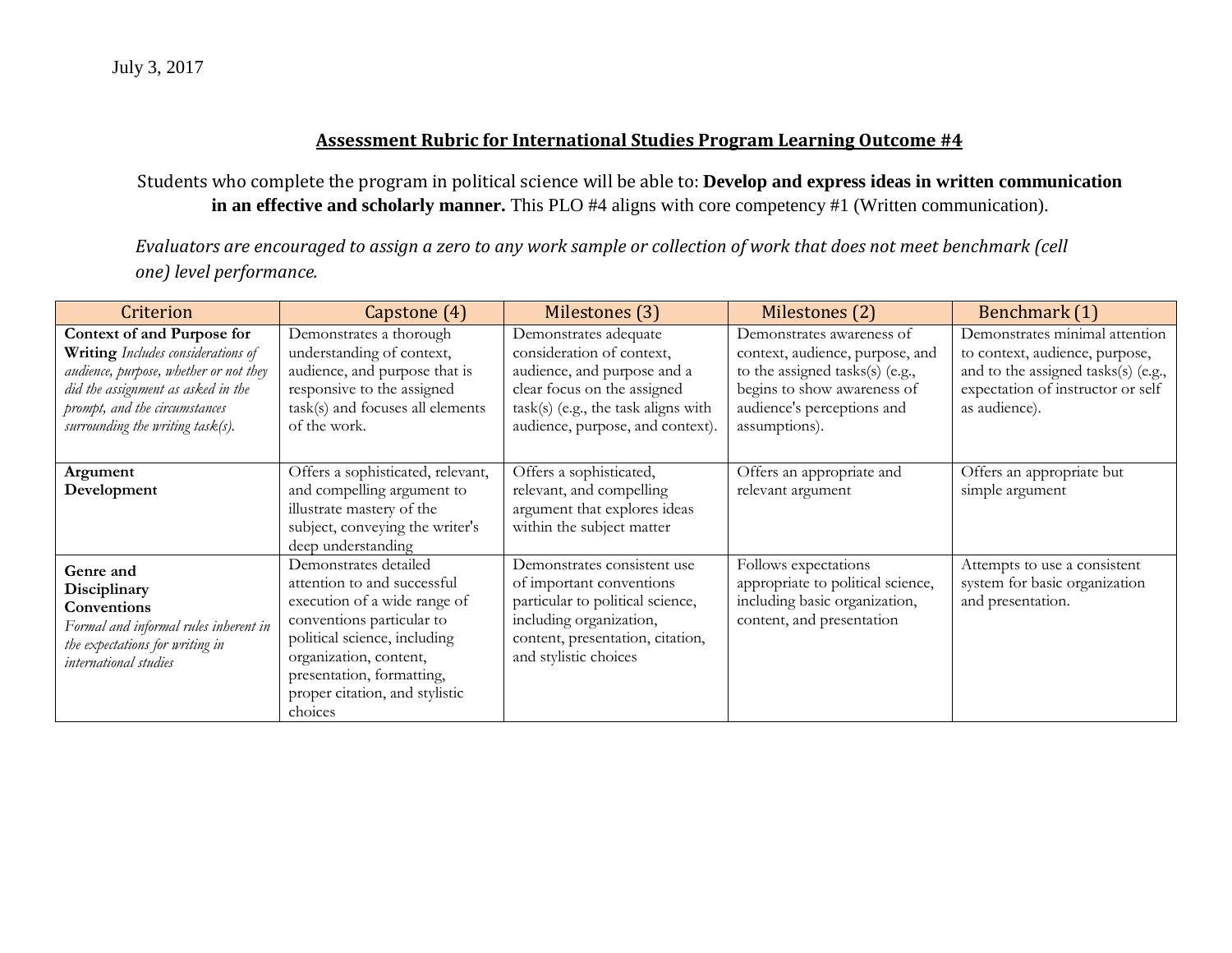July 3, 2017

## Assessment Rubric for International Studies Program Learning Outcome #4

Students who complete the program in political science will be able to: **Develop and express ideas in written communication in an effective and scholarly manner.** This PLO #4 aligns with core competency #1 (Written communication).

*Evaluators are encouraged to assign a zero to any work sample or collection of work that does not meet benchmark (cell one) level performance.*

| Criterion | Capstone (4) | Milestones (3) | Milestones (2) | Benchmark (1) |
|---|---|---|---|---|
| **Context of and Purpose for Writing** *Includes considerations of audience, purpose, whether or not they did the assignment as asked in the prompt, and the circumstances surrounding the writing task(s).* | Demonstrates a thorough understanding of context, audience, and purpose that is responsive to the assigned task(s) and focuses all elements of the work. | Demonstrates adequate consideration of context, audience, and purpose and a clear focus on the assigned task(s) (e.g., the task aligns with audience, purpose, and context). | Demonstrates awareness of context, audience, purpose, and to the assigned tasks(s) (e.g., begins to show awareness of audience's perceptions and assumptions). | Demonstrates minimal attention to context, audience, purpose, and to the assigned tasks(s) (e.g., expectation of instructor or self as audience). |
| **Argument Development** | Offers a sophisticated, relevant, and compelling argument to illustrate mastery of the subject, conveying the writer's deep understanding | Offers a sophisticated, relevant, and compelling argument that explores ideas within the subject matter | Offers an appropriate and relevant argument | Offers an appropriate but simple argument |
| **Genre and Disciplinary Conventions** *Formal and informal rules inherent in the expectations for writing in international studies* | Demonstrates detailed attention to and successful execution of a wide range of conventions particular to political science, including organization, content, presentation, formatting, proper citation, and stylistic choices | Demonstrates consistent use of important conventions particular to political science, including organization, content, presentation, citation, and stylistic choices | Follows expectations appropriate to political science, including basic organization, content, and presentation | Attempts to use a consistent system for basic organization and presentation. |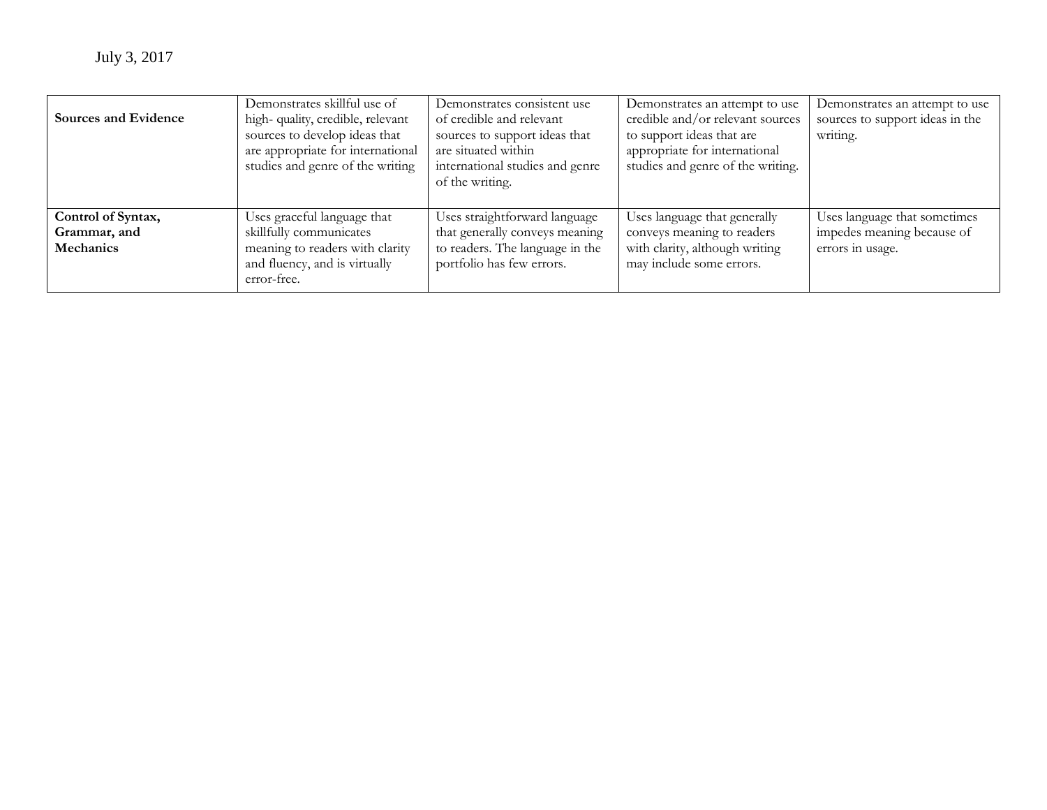| | | | | |
|---|---|---|---|---|
| **Sources and Evidence** | Demonstrates skillful use of high- quality, credible, relevant sources to develop ideas that are appropriate for international studies and genre of the writing | Demonstrates consistent use of credible and relevant sources to support ideas that are situated within international studies and genre of the writing. | Demonstrates an attempt to use credible and/or relevant sources to support ideas that are appropriate for international studies and genre of the writing. | Demonstrates an attempt to use sources to support ideas in the writing. |
| **Control of Syntax, Grammar, and Mechanics** | Uses graceful language that skillfully communicates meaning to readers with clarity and fluency, and is virtually error-free. | Uses straightforward language that generally conveys meaning to readers. The language in the portfolio has few errors. | Uses language that generally conveys meaning to readers with clarity, although writing may include some errors. | Uses language that sometimes impedes meaning because of errors in usage. |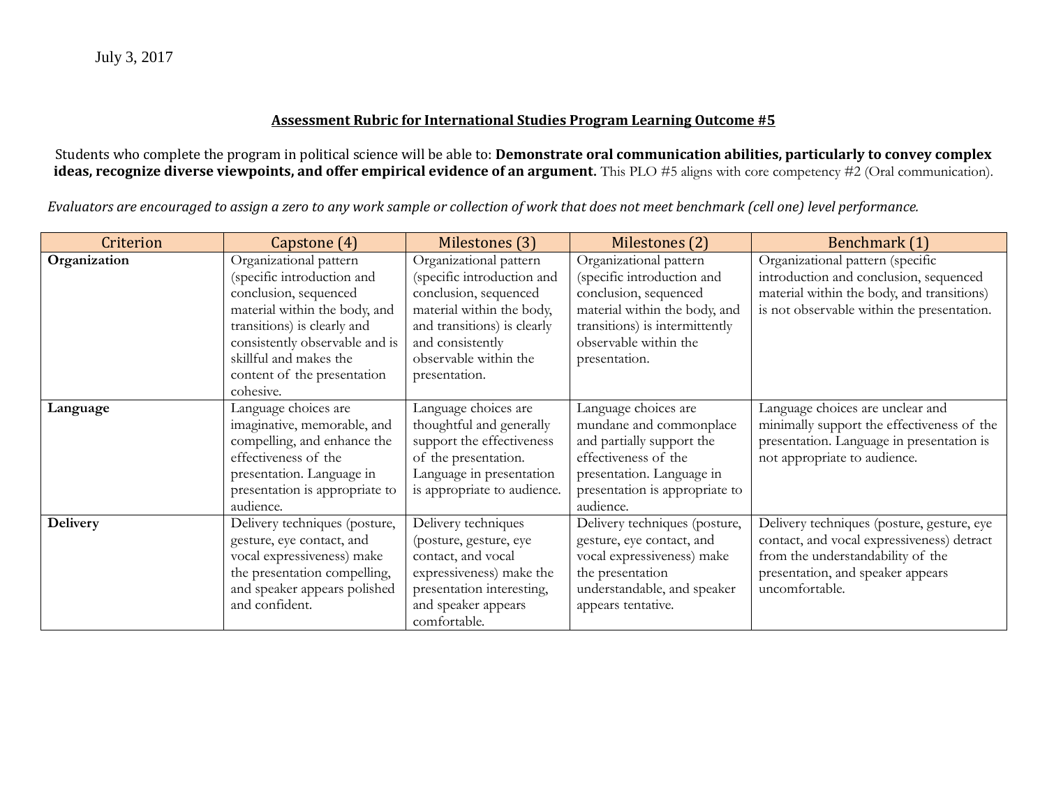July 3, 2017

## Assessment Rubric for International Studies Program Learning Outcome #5

Students who complete the program in political science will be able to: **Demonstrate oral communication abilities, particularly to convey complex ideas, recognize diverse viewpoints, and offer empirical evidence of an argument.** This PLO #5 aligns with core competency #2 (Oral communication).

*Evaluators are encouraged to assign a zero to any work sample or collection of work that does not meet benchmark (cell one) level performance.*

| Criterion | Capstone (4) | Milestones (3) | Milestones (2) | Benchmark (1) |
|---|---|---|---|---|
| **Organization** | Organizational pattern (specific introduction and conclusion, sequenced material within the body, and transitions) is clearly and consistently observable and is skillful and makes the content of the presentation cohesive. | Organizational pattern (specific introduction and conclusion, sequenced material within the body, and transitions) is clearly and consistently observable within the presentation. | Organizational pattern (specific introduction and conclusion, sequenced material within the body, and transitions) is intermittently observable within the presentation. | Organizational pattern (specific introduction and conclusion, sequenced material within the body, and transitions) is not observable within the presentation. |
| **Language** | Language choices are imaginative, memorable, and compelling, and enhance the effectiveness of the presentation. Language in presentation is appropriate to audience. | Language choices are thoughtful and generally support the effectiveness of the presentation. Language in presentation is appropriate to audience. | Language choices are mundane and commonplace and partially support the effectiveness of the presentation. Language in presentation is appropriate to audience. | Language choices are unclear and minimally support the effectiveness of the presentation. Language in presentation is not appropriate to audience. |
| **Delivery** | Delivery techniques (posture, gesture, eye contact, and vocal expressiveness) make the presentation compelling, and speaker appears polished and confident. | Delivery techniques (posture, gesture, eye contact, and vocal expressiveness) make the presentation interesting, and speaker appears comfortable. | Delivery techniques (posture, gesture, eye contact, and vocal expressiveness) make the presentation understandable, and speaker appears tentative. | Delivery techniques (posture, gesture, eye contact, and vocal expressiveness) detract from the understandability of the presentation, and speaker appears uncomfortable. |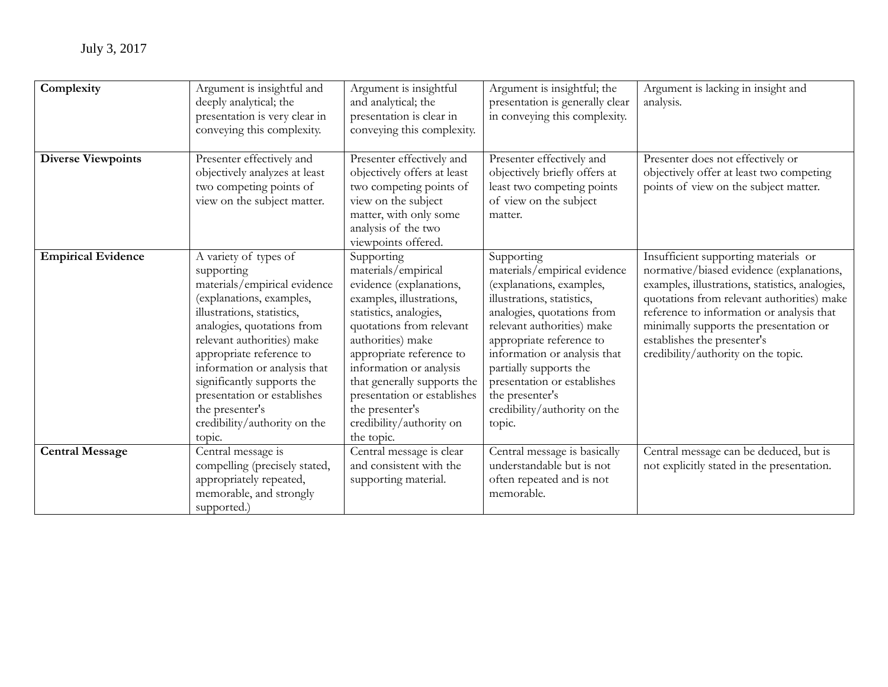July 3, 2017

| **Complexity** | Argument is insightful and deeply analytical; the presentation is very clear in conveying this complexity. | Argument is insightful and analytical; the presentation is clear in conveying this complexity. | Argument is insightful; the presentation is generally clear in conveying this complexity. | Argument is lacking in insight and analysis. |
|---|---|---|---|---|
| **Diverse Viewpoints** | Presenter effectively and objectively analyzes at least two competing points of view on the subject matter. | Presenter effectively and objectively offers at least two competing points of view on the subject matter, with only some analysis of the two viewpoints offered. | Presenter effectively and objectively briefly offers at least two competing points of view on the subject matter. | Presenter does not effectively or objectively offer at least two competing points of view on the subject matter. |
| **Empirical Evidence** | A variety of types of supporting materials/empirical evidence (explanations, examples, illustrations, statistics, analogies, quotations from relevant authorities) make appropriate reference to information or analysis that significantly supports the presentation or establishes the presenter's credibility/authority on the topic. | Supporting materials/empirical evidence (explanations, examples, illustrations, statistics, analogies, quotations from relevant authorities) make appropriate reference to information or analysis that generally supports the presentation or establishes the presenter's credibility/authority on the topic. | Supporting materials/empirical evidence (explanations, examples, illustrations, statistics, analogies, quotations from relevant authorities) make appropriate reference to information or analysis that partially supports the presentation or establishes the presenter's credibility/authority on the topic. | Insufficient supporting materials or normative/biased evidence (explanations, examples, illustrations, statistics, analogies, quotations from relevant authorities) make reference to information or analysis that minimally supports the presentation or establishes the presenter's credibility/authority on the topic. |
| **Central Message** | Central message is compelling (precisely stated, appropriately repeated, memorable, and strongly supported.) | Central message is clear and consistent with the supporting material. | Central message is basically understandable but is not often repeated and is not memorable. | Central message can be deduced, but is not explicitly stated in the presentation. |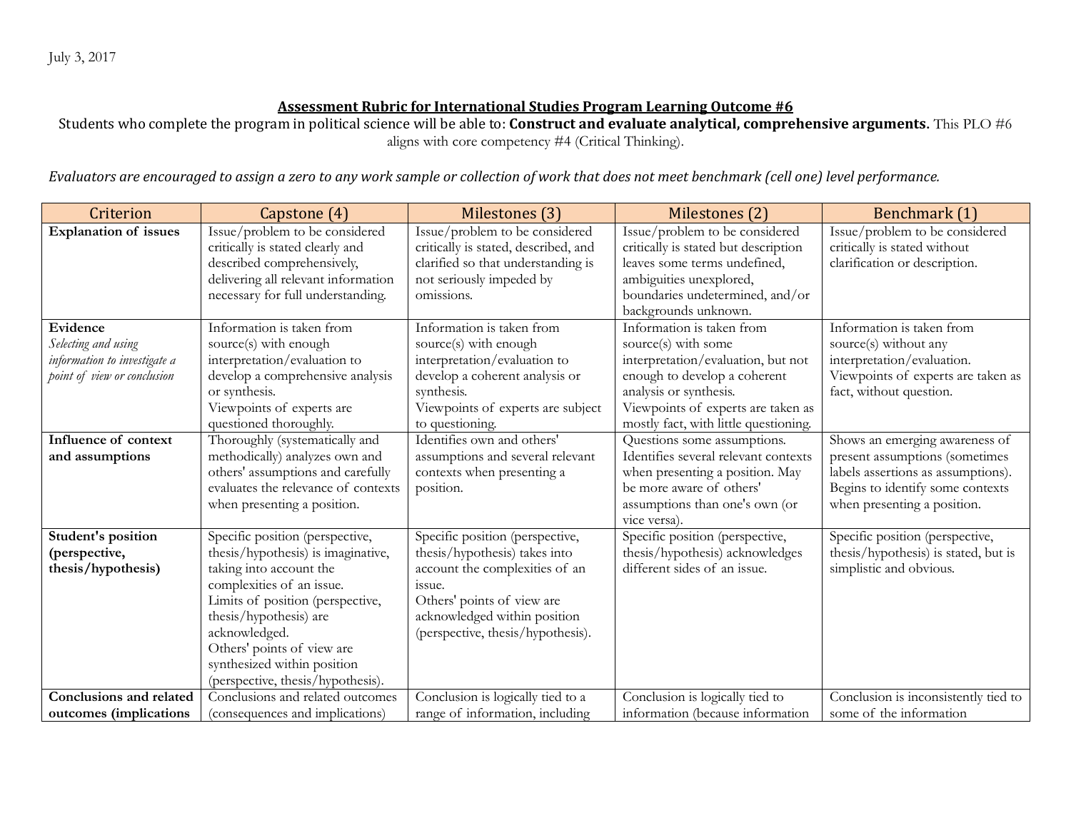July 3, 2017

**Assessment Rubric for International Studies Program Learning Outcome #6**

Students who complete the program in political science will be able to: **Construct and evaluate analytical, comprehensive arguments.** This PLO #6 aligns with core competency #4 (Critical Thinking).

*Evaluators are encouraged to assign a zero to any work sample or collection of work that does not meet benchmark (cell one) level performance.*

| Criterion | Capstone (4) | Milestones (3) | Milestones (2) | Benchmark (1) |
|---|---|---|---|---|
| **Explanation of issues** | Issue/problem to be considered critically is stated clearly and described comprehensively, delivering all relevant information necessary for full understanding. | Issue/problem to be considered critically is stated, described, and clarified so that understanding is not seriously impeded by omissions. | Issue/problem to be considered critically is stated but description leaves some terms undefined, ambiguities unexplored, boundaries undetermined, and/or backgrounds unknown. | Issue/problem to be considered critically is stated without clarification or description. |
| **Evidence** *Selecting and using information to investigate a point of view or conclusion* | Information is taken from source(s) with enough interpretation/evaluation to develop a comprehensive analysis or synthesis. Viewpoints of experts are questioned thoroughly. | Information is taken from source(s) with enough interpretation/evaluation to develop a coherent analysis or synthesis. Viewpoints of experts are subject to questioning. | Information is taken from source(s) with some interpretation/evaluation, but not enough to develop a coherent analysis or synthesis. Viewpoints of experts are taken as mostly fact, with little questioning. | Information is taken from source(s) without any interpretation/evaluation. Viewpoints of experts are taken as fact, without question. |
| **Influence of context and assumptions** | Thoroughly (systematically and methodically) analyzes own and others' assumptions and carefully evaluates the relevance of contexts when presenting a position. | Identifies own and others' assumptions and several relevant contexts when presenting a position. | Questions some assumptions. Identifies several relevant contexts when presenting a position. May be more aware of others' assumptions than one's own (or vice versa). | Shows an emerging awareness of present assumptions (sometimes labels assertions as assumptions). Begins to identify some contexts when presenting a position. |
| **Student's position (perspective, thesis/hypothesis)** | Specific position (perspective, thesis/hypothesis) is imaginative, taking into account the complexities of an issue. Limits of position (perspective, thesis/hypothesis) are acknowledged. Others' points of view are synthesized within position (perspective, thesis/hypothesis). | Specific position (perspective, thesis/hypothesis) takes into account the complexities of an issue. Others' points of view are acknowledged within position (perspective, thesis/hypothesis). | Specific position (perspective, thesis/hypothesis) acknowledges different sides of an issue. | Specific position (perspective, thesis/hypothesis) is stated, but is simplistic and obvious. |
| **Conclusions and related outcomes (implications** | Conclusions and related outcomes (consequences and implications) | Conclusion is logically tied to a range of information, including | Conclusion is logically tied to information (because information | Conclusion is inconsistently tied to some of the information |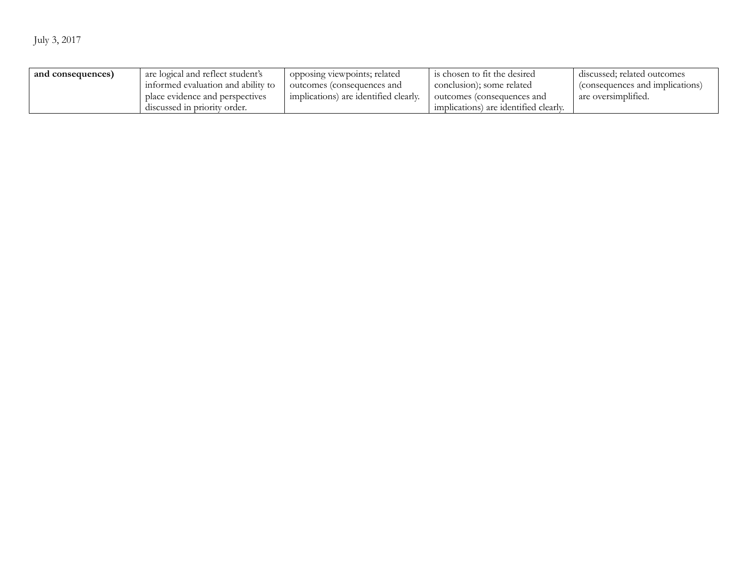| | | | | |
|---|---|---|---|---|
| **and consequences)** | are logical and reflect student's informed evaluation and ability to place evidence and perspectives discussed in priority order. | opposing viewpoints; related outcomes (consequences and implications) are identified clearly. | is chosen to fit the desired conclusion); some related outcomes (consequences and implications) are identified clearly. | discussed; related outcomes (consequences and implications) are oversimplified. |